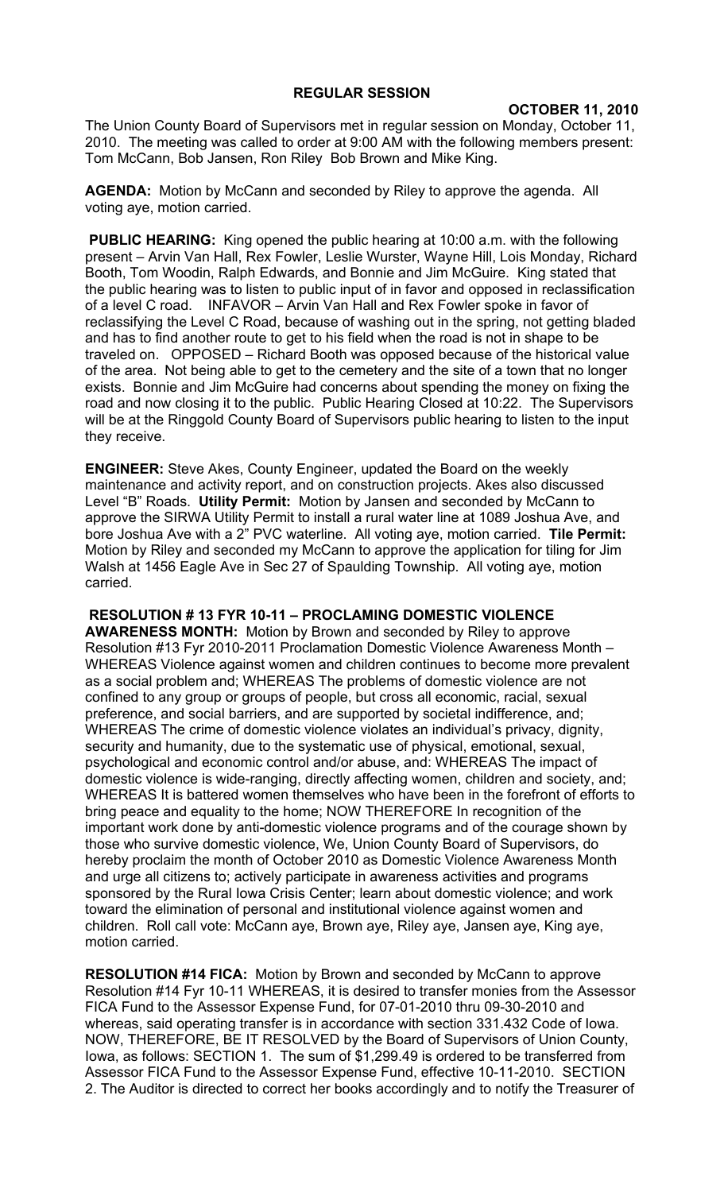# REGULAR SESSION

**OCTOBER 11, 2010**

The Union County Board of Supervisors met in regular session on Monday, October 11, 2010. The meeting was called to order at 9:00 AM with the following members present: Tom McCann, Bob Jansen, Ron Riley Bob Brown and Mike King.

**AGENDA:** Motion by McCann and seconded by Riley to approve the agenda. All voting aye, motion carried.

**PUBLIC HEARING:** King opened the public hearing at 10:00 a.m. with the following present – Arvin Van Hall, Rex Fowler, Leslie Wurster, Wayne Hill, Lois Monday, Richard Booth, Tom Woodin, Ralph Edwards, and Bonnie and Jim McGuire. King stated that the public hearing was to listen to public input of in favor and opposed in reclassification of a level C road. INFAVOR – Arvin Van Hall and Rex Fowler spoke in favor of reclassifying the Level C Road, because of washing out in the spring, not getting bladed and has to find another route to get to his field when the road is not in shape to be traveled on. OPPOSED – Richard Booth was opposed because of the historical value of the area. Not being able to get to the cemetery and the site of a town that no longer exists. Bonnie and Jim McGuire had concerns about spending the money on fixing the road and now closing it to the public. Public Hearing Closed at 10:22. The Supervisors will be at the Ringgold County Board of Supervisors public hearing to listen to the input they receive.

**ENGINEER:** Steve Akes, County Engineer, updated the Board on the weekly maintenance and activity report, and on construction projects. Akes also discussed Level "B" Roads. **Utility Permit:** Motion by Jansen and seconded by McCann to approve the SIRWA Utility Permit to install a rural water line at 1089 Joshua Ave, and bore Joshua Ave with a 2" PVC waterline. All voting aye, motion carried. **Tile Permit:** Motion by Riley and seconded my McCann to approve the application for tiling for Jim Walsh at 1456 Eagle Ave in Sec 27 of Spaulding Township. All voting aye, motion carried.

**RESOLUTION # 13 FYR 10-11 – PROCLAMING DOMESTIC VIOLENCE AWARENESS MONTH:** Motion by Brown and seconded by Riley to approve Resolution #13 Fyr 2010-2011 Proclamation Domestic Violence Awareness Month – WHEREAS Violence against women and children continues to become more prevalent as a social problem and; WHEREAS The problems of domestic violence are not confined to any group or groups of people, but cross all economic, racial, sexual preference, and social barriers, and are supported by societal indifference, and; WHEREAS The crime of domestic violence violates an individual's privacy, dignity, security and humanity, due to the systematic use of physical, emotional, sexual, psychological and economic control and/or abuse, and: WHEREAS The impact of domestic violence is wide-ranging, directly affecting women, children and society, and; WHEREAS It is battered women themselves who have been in the forefront of efforts to bring peace and equality to the home; NOW THEREFORE In recognition of the important work done by anti-domestic violence programs and of the courage shown by those who survive domestic violence, We, Union County Board of Supervisors, do hereby proclaim the month of October 2010 as Domestic Violence Awareness Month and urge all citizens to; actively participate in awareness activities and programs sponsored by the Rural Iowa Crisis Center; learn about domestic violence; and work toward the elimination of personal and institutional violence against women and children. Roll call vote: McCann aye, Brown aye, Riley aye, Jansen aye, King aye, motion carried.

**RESOLUTION #14 FICA:** Motion by Brown and seconded by McCann to approve Resolution #14 Fyr 10-11 WHEREAS, it is desired to transfer monies from the Assessor FICA Fund to the Assessor Expense Fund, for 07-01-2010 thru 09-30-2010 and whereas, said operating transfer is in accordance with section 331.432 Code of Iowa. NOW, THEREFORE, BE IT RESOLVED by the Board of Supervisors of Union County, Iowa, as follows: SECTION 1. The sum of $1,299.49 is ordered to be transferred from Assessor FICA Fund to the Assessor Expense Fund, effective 10-11-2010. SECTION 2. The Auditor is directed to correct her books accordingly and to notify the Treasurer of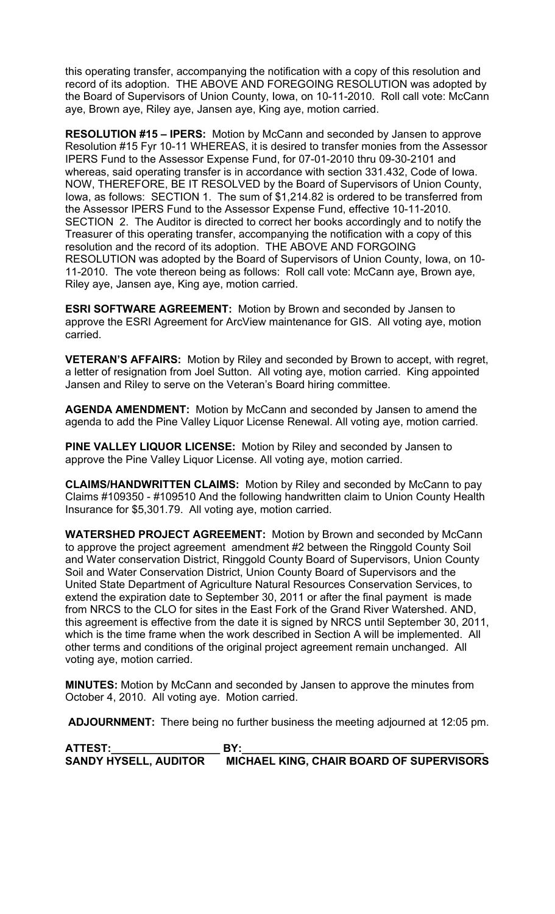this operating transfer, accompanying the notification with a copy of this resolution and record of its adoption. THE ABOVE AND FOREGOING RESOLUTION was adopted by the Board of Supervisors of Union County, Iowa, on 10-11-2010. Roll call vote: McCann aye, Brown aye, Riley aye, Jansen aye, King aye, motion carried.

**RESOLUTION #15 – IPERS:** Motion by McCann and seconded by Jansen to approve Resolution #15 Fyr 10-11 WHEREAS, it is desired to transfer monies from the Assessor IPERS Fund to the Assessor Expense Fund, for 07-01-2010 thru 09-30-2101 and whereas, said operating transfer is in accordance with section 331.432, Code of Iowa. NOW, THEREFORE, BE IT RESOLVED by the Board of Supervisors of Union County, Iowa, as follows: SECTION 1. The sum of $1,214.82 is ordered to be transferred from the Assessor IPERS Fund to the Assessor Expense Fund, effective 10-11-2010. SECTION 2. The Auditor is directed to correct her books accordingly and to notify the Treasurer of this operating transfer, accompanying the notification with a copy of this resolution and the record of its adoption. THE ABOVE AND FORGOING RESOLUTION was adopted by the Board of Supervisors of Union County, Iowa, on 10-11-2010. The vote thereon being as follows: Roll call vote: McCann aye, Brown aye, Riley aye, Jansen aye, King aye, motion carried.

**ESRI SOFTWARE AGREEMENT:** Motion by Brown and seconded by Jansen to approve the ESRI Agreement for ArcView maintenance for GIS. All voting aye, motion carried.

**VETERAN'S AFFAIRS:** Motion by Riley and seconded by Brown to accept, with regret, a letter of resignation from Joel Sutton. All voting aye, motion carried. King appointed Jansen and Riley to serve on the Veteran's Board hiring committee.

**AGENDA AMENDMENT:** Motion by McCann and seconded by Jansen to amend the agenda to add the Pine Valley Liquor License Renewal. All voting aye, motion carried.

**PINE VALLEY LIQUOR LICENSE:** Motion by Riley and seconded by Jansen to approve the Pine Valley Liquor License. All voting aye, motion carried.

**CLAIMS/HANDWRITTEN CLAIMS:** Motion by Riley and seconded by McCann to pay Claims #109350 - #109510 And the following handwritten claim to Union County Health Insurance for $5,301.79. All voting aye, motion carried.

**WATERSHED PROJECT AGREEMENT:** Motion by Brown and seconded by McCann to approve the project agreement amendment #2 between the Ringgold County Soil and Water conservation District, Ringgold County Board of Supervisors, Union County Soil and Water Conservation District, Union County Board of Supervisors and the United State Department of Agriculture Natural Resources Conservation Services, to extend the expiration date to September 30, 2011 or after the final payment is made from NRCS to the CLO for sites in the East Fork of the Grand River Watershed. AND, this agreement is effective from the date it is signed by NRCS until September 30, 2011, which is the time frame when the work described in Section A will be implemented. All other terms and conditions of the original project agreement remain unchanged. All voting aye, motion carried.

**MINUTES:** Motion by McCann and seconded by Jansen to approve the minutes from October 4, 2010. All voting aye. Motion carried.

**ADJOURNMENT:** There being no further business the meeting adjourned at 12:05 pm.

**ATTEST:__________________ BY:________________________________________**
**SANDY HYSELL, AUDITOR MICHAEL KING, CHAIR BOARD OF SUPERVISORS**